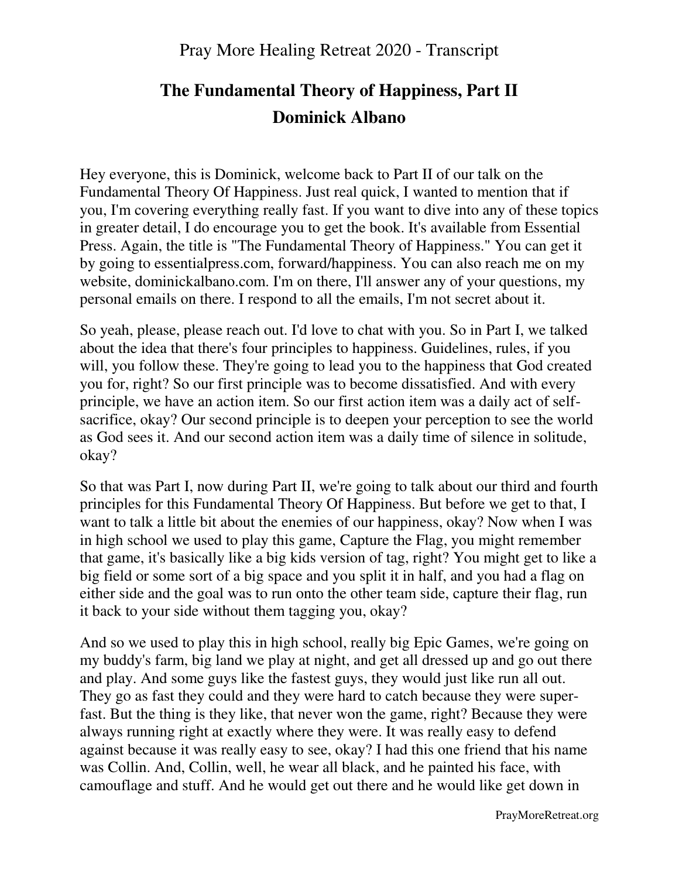Pray More Healing Retreat 2020 - Transcript

# The Fundamental Theory of Happiness, Part II
## Dominick Albano

Hey everyone, this is Dominick, welcome back to Part II of our talk on the Fundamental Theory Of Happiness. Just real quick, I wanted to mention that if you, I'm covering everything really fast. If you want to dive into any of these topics in greater detail, I do encourage you to get the book. It's available from Essential Press. Again, the title is "The Fundamental Theory of Happiness." You can get it by going to essentialpress.com, forward/happiness. You can also reach me on my website, dominickalbano.com. I'm on there, I'll answer any of your questions, my personal emails on there. I respond to all the emails, I'm not secret about it.

So yeah, please, please reach out. I'd love to chat with you. So in Part I, we talked about the idea that there's four principles to happiness. Guidelines, rules, if you will, you follow these. They're going to lead you to the happiness that God created you for, right? So our first principle was to become dissatisfied. And with every principle, we have an action item. So our first action item was a daily act of self-sacrifice, okay? Our second principle is to deepen your perception to see the world as God sees it. And our second action item was a daily time of silence in solitude, okay?

So that was Part I, now during Part II, we're going to talk about our third and fourth principles for this Fundamental Theory Of Happiness. But before we get to that, I want to talk a little bit about the enemies of our happiness, okay? Now when I was in high school we used to play this game, Capture the Flag, you might remember that game, it's basically like a big kids version of tag, right? You might get to like a big field or some sort of a big space and you split it in half, and you had a flag on either side and the goal was to run onto the other team side, capture their flag, run it back to your side without them tagging you, okay?

And so we used to play this in high school, really big Epic Games, we're going on my buddy's farm, big land we play at night, and get all dressed up and go out there and play. And some guys like the fastest guys, they would just like run all out. They go as fast they could and they were hard to catch because they were super-fast. But the thing is they like, that never won the game, right? Because they were always running right at exactly where they were. It was really easy to defend against because it was really easy to see, okay? I had this one friend that his name was Collin. And, Collin, well, he wear all black, and he painted his face, with camouflage and stuff. And he would get out there and he would like get down in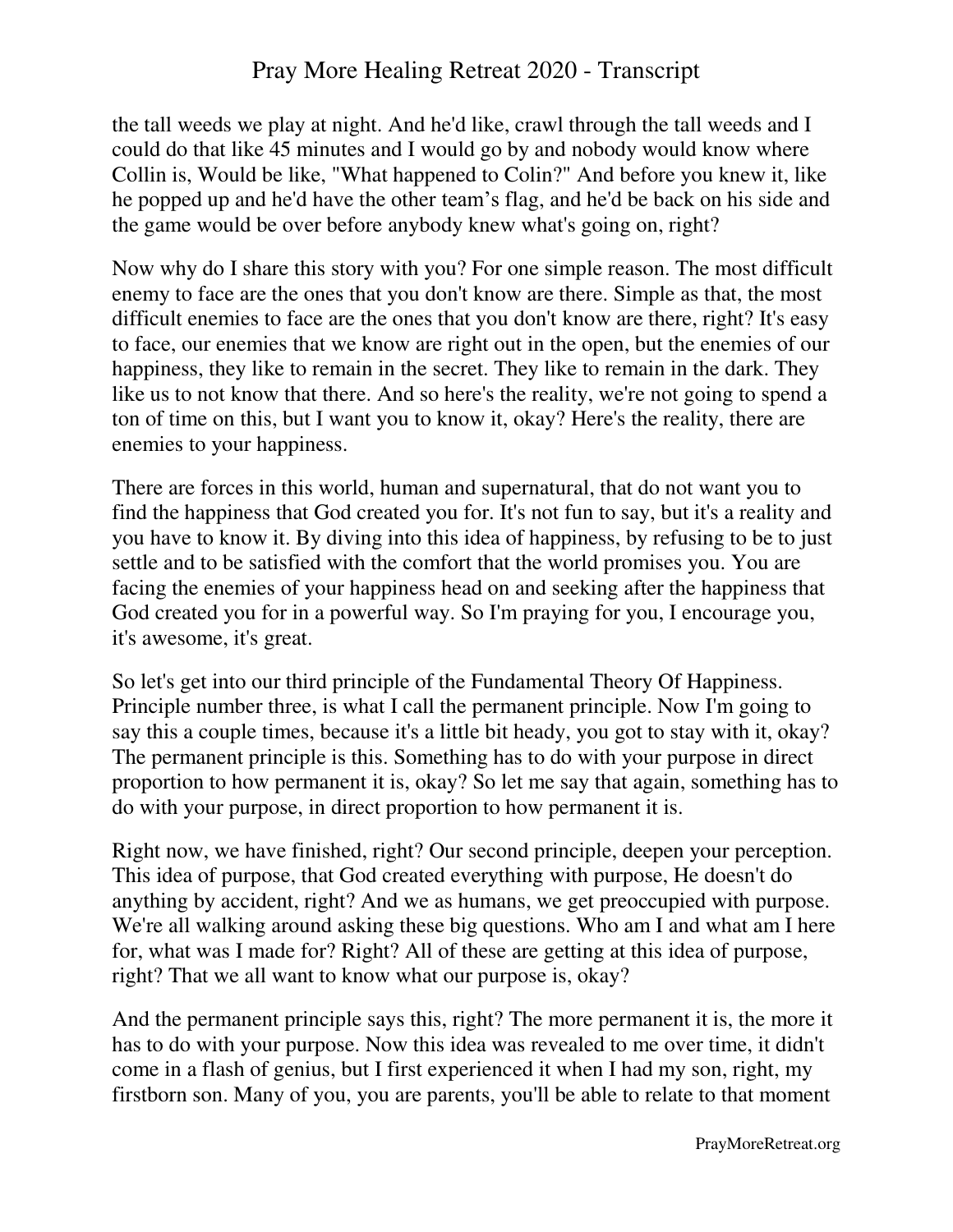the tall weeds we play at night. And he'd like, crawl through the tall weeds and I could do that like 45 minutes and I would go by and nobody would know where Collin is, Would be like, "What happened to Colin?" And before you knew it, like he popped up and he'd have the other team's flag, and he'd be back on his side and the game would be over before anybody knew what's going on, right?

Now why do I share this story with you? For one simple reason. The most difficult enemy to face are the ones that you don't know are there. Simple as that, the most difficult enemies to face are the ones that you don't know are there, right? It's easy to face, our enemies that we know are right out in the open, but the enemies of our happiness, they like to remain in the secret. They like to remain in the dark. They like us to not know that there. And so here's the reality, we're not going to spend a ton of time on this, but I want you to know it, okay? Here's the reality, there are enemies to your happiness.

There are forces in this world, human and supernatural, that do not want you to find the happiness that God created you for. It's not fun to say, but it's a reality and you have to know it. By diving into this idea of happiness, by refusing to be to just settle and to be satisfied with the comfort that the world promises you. You are facing the enemies of your happiness head on and seeking after the happiness that God created you for in a powerful way. So I'm praying for you, I encourage you, it's awesome, it's great.

So let's get into our third principle of the Fundamental Theory Of Happiness. Principle number three, is what I call the permanent principle. Now I'm going to say this a couple times, because it's a little bit heady, you got to stay with it, okay? The permanent principle is this. Something has to do with your purpose in direct proportion to how permanent it is, okay? So let me say that again, something has to do with your purpose, in direct proportion to how permanent it is.

Right now, we have finished, right? Our second principle, deepen your perception. This idea of purpose, that God created everything with purpose, He doesn't do anything by accident, right? And we as humans, we get preoccupied with purpose. We're all walking around asking these big questions. Who am I and what am I here for, what was I made for? Right? All of these are getting at this idea of purpose, right? That we all want to know what our purpose is, okay?

And the permanent principle says this, right? The more permanent it is, the more it has to do with your purpose. Now this idea was revealed to me over time, it didn't come in a flash of genius, but I first experienced it when I had my son, right, my firstborn son. Many of you, you are parents, you'll be able to relate to that moment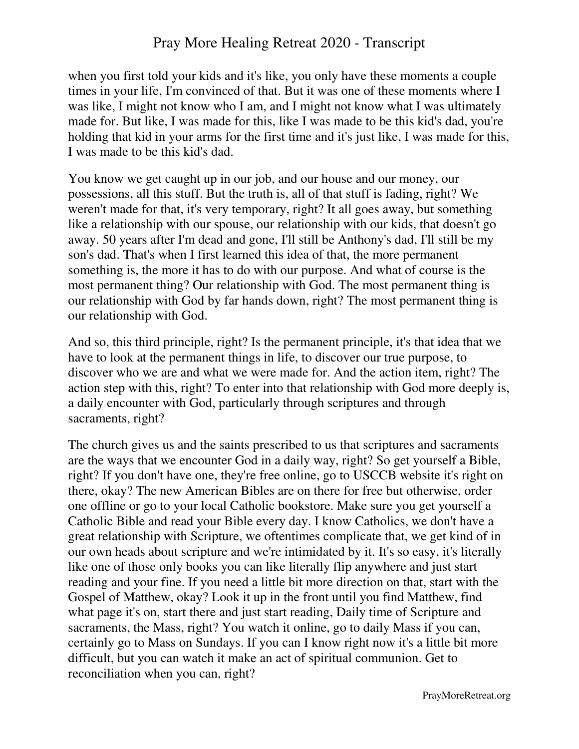when you first told your kids and it's like, you only have these moments a couple times in your life, I'm convinced of that. But it was one of these moments where I was like, I might not know who I am, and I might not know what I was ultimately made for. But like, I was made for this, like I was made to be this kid's dad, you're holding that kid in your arms for the first time and it's just like, I was made for this, I was made to be this kid's dad.

You know we get caught up in our job, and our house and our money, our possessions, all this stuff. But the truth is, all of that stuff is fading, right? We weren't made for that, it's very temporary, right? It all goes away, but something like a relationship with our spouse, our relationship with our kids, that doesn't go away. 50 years after I'm dead and gone, I'll still be Anthony's dad, I'll still be my son's dad. That's when I first learned this idea of that, the more permanent something is, the more it has to do with our purpose. And what of course is the most permanent thing? Our relationship with God. The most permanent thing is our relationship with God by far hands down, right? The most permanent thing is our relationship with God.

And so, this third principle, right? Is the permanent principle, it's that idea that we have to look at the permanent things in life, to discover our true purpose, to discover who we are and what we were made for. And the action item, right? The action step with this, right? To enter into that relationship with God more deeply is, a daily encounter with God, particularly through scriptures and through sacraments, right?

The church gives us and the saints prescribed to us that scriptures and sacraments are the ways that we encounter God in a daily way, right? So get yourself a Bible, right? If you don't have one, they're free online, go to USCCB website it's right on there, okay? The new American Bibles are on there for free but otherwise, order one offline or go to your local Catholic bookstore. Make sure you get yourself a Catholic Bible and read your Bible every day. I know Catholics, we don't have a great relationship with Scripture, we oftentimes complicate that, we get kind of in our own heads about scripture and we're intimidated by it. It's so easy, it's literally like one of those only books you can like literally flip anywhere and just start reading and your fine. If you need a little bit more direction on that, start with the Gospel of Matthew, okay? Look it up in the front until you find Matthew, find what page it's on, start there and just start reading, Daily time of Scripture and sacraments, the Mass, right? You watch it online, go to daily Mass if you can, certainly go to Mass on Sundays. If you can I know right now it's a little bit more difficult, but you can watch it make an act of spiritual communion. Get to reconciliation when you can, right?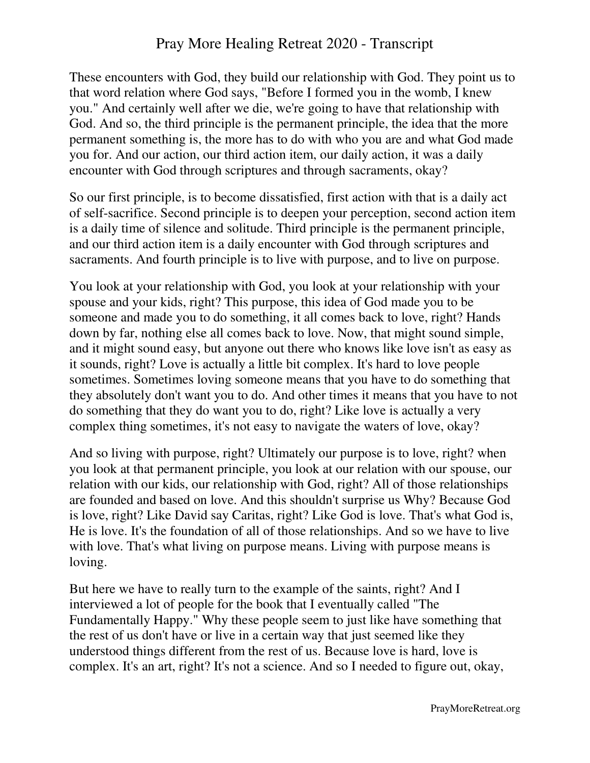These encounters with God, they build our relationship with God. They point us to that word relation where God says, "Before I formed you in the womb, I knew you." And certainly well after we die, we're going to have that relationship with God. And so, the third principle is the permanent principle, the idea that the more permanent something is, the more has to do with who you are and what God made you for. And our action, our third action item, our daily action, it was a daily encounter with God through scriptures and through sacraments, okay?

So our first principle, is to become dissatisfied, first action with that is a daily act of self-sacrifice. Second principle is to deepen your perception, second action item is a daily time of silence and solitude. Third principle is the permanent principle, and our third action item is a daily encounter with God through scriptures and sacraments. And fourth principle is to live with purpose, and to live on purpose.

You look at your relationship with God, you look at your relationship with your spouse and your kids, right? This purpose, this idea of God made you to be someone and made you to do something, it all comes back to love, right? Hands down by far, nothing else all comes back to love. Now, that might sound simple, and it might sound easy, but anyone out there who knows like love isn't as easy as it sounds, right? Love is actually a little bit complex. It's hard to love people sometimes. Sometimes loving someone means that you have to do something that they absolutely don't want you to do. And other times it means that you have to not do something that they do want you to do, right? Like love is actually a very complex thing sometimes, it's not easy to navigate the waters of love, okay?

And so living with purpose, right? Ultimately our purpose is to love, right? when you look at that permanent principle, you look at our relation with our spouse, our relation with our kids, our relationship with God, right? All of those relationships are founded and based on love. And this shouldn't surprise us Why? Because God is love, right? Like David say Caritas, right? Like God is love. That's what God is, He is love. It's the foundation of all of those relationships. And so we have to live with love. That's what living on purpose means. Living with purpose means is loving.

But here we have to really turn to the example of the saints, right? And I interviewed a lot of people for the book that I eventually called "The Fundamentally Happy." Why these people seem to just like have something that the rest of us don't have or live in a certain way that just seemed like they understood things different from the rest of us. Because love is hard, love is complex. It's an art, right? It's not a science. And so I needed to figure out, okay,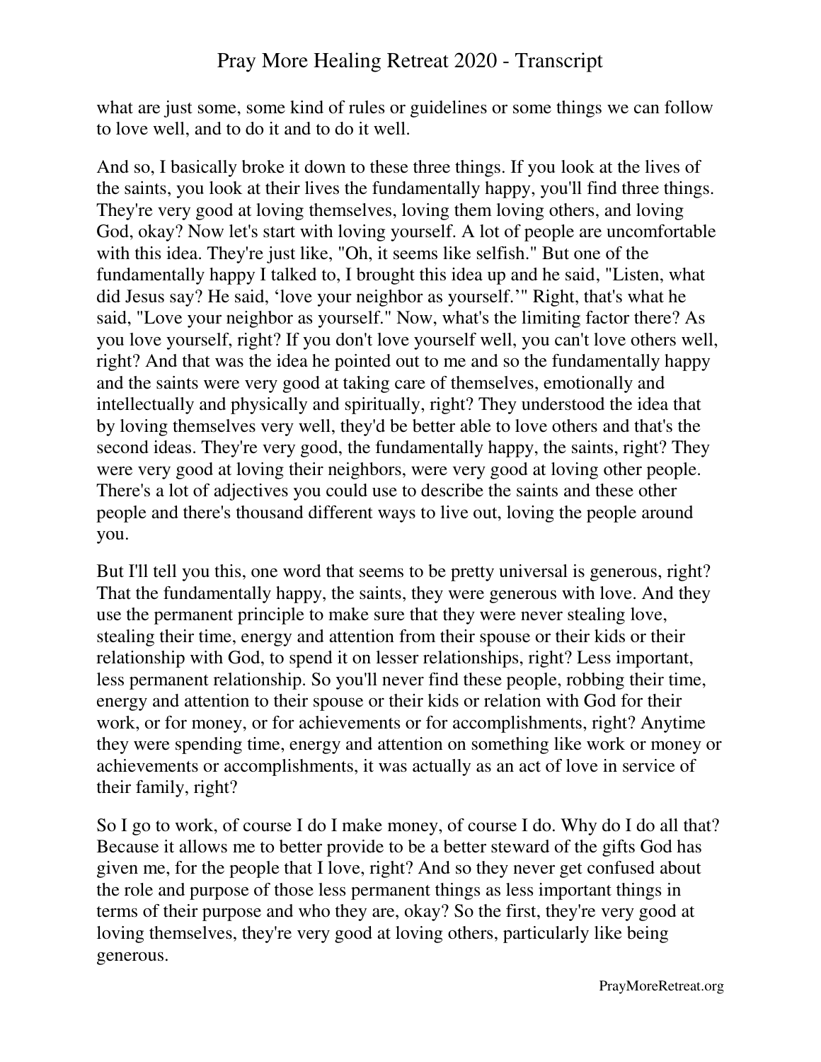what are just some, some kind of rules or guidelines or some things we can follow to love well, and to do it and to do it well.

And so, I basically broke it down to these three things. If you look at the lives of the saints, you look at their lives the fundamentally happy, you'll find three things. They're very good at loving themselves, loving them loving others, and loving God, okay? Now let's start with loving yourself. A lot of people are uncomfortable with this idea. They're just like, "Oh, it seems like selfish." But one of the fundamentally happy I talked to, I brought this idea up and he said, "Listen, what did Jesus say? He said, 'love your neighbor as yourself.'" Right, that's what he said, "Love your neighbor as yourself." Now, what's the limiting factor there? As you love yourself, right? If you don't love yourself well, you can't love others well, right? And that was the idea he pointed out to me and so the fundamentally happy and the saints were very good at taking care of themselves, emotionally and intellectually and physically and spiritually, right? They understood the idea that by loving themselves very well, they'd be better able to love others and that's the second ideas. They're very good, the fundamentally happy, the saints, right? They were very good at loving their neighbors, were very good at loving other people. There's a lot of adjectives you could use to describe the saints and these other people and there's thousand different ways to live out, loving the people around you.

But I'll tell you this, one word that seems to be pretty universal is generous, right? That the fundamentally happy, the saints, they were generous with love. And they use the permanent principle to make sure that they were never stealing love, stealing their time, energy and attention from their spouse or their kids or their relationship with God, to spend it on lesser relationships, right? Less important, less permanent relationship. So you'll never find these people, robbing their time, energy and attention to their spouse or their kids or relation with God for their work, or for money, or for achievements or for accomplishments, right? Anytime they were spending time, energy and attention on something like work or money or achievements or accomplishments, it was actually as an act of love in service of their family, right?

So I go to work, of course I do I make money, of course I do. Why do I do all that? Because it allows me to better provide to be a better steward of the gifts God has given me, for the people that I love, right? And so they never get confused about the role and purpose of those less permanent things as less important things in terms of their purpose and who they are, okay? So the first, they're very good at loving themselves, they're very good at loving others, particularly like being generous.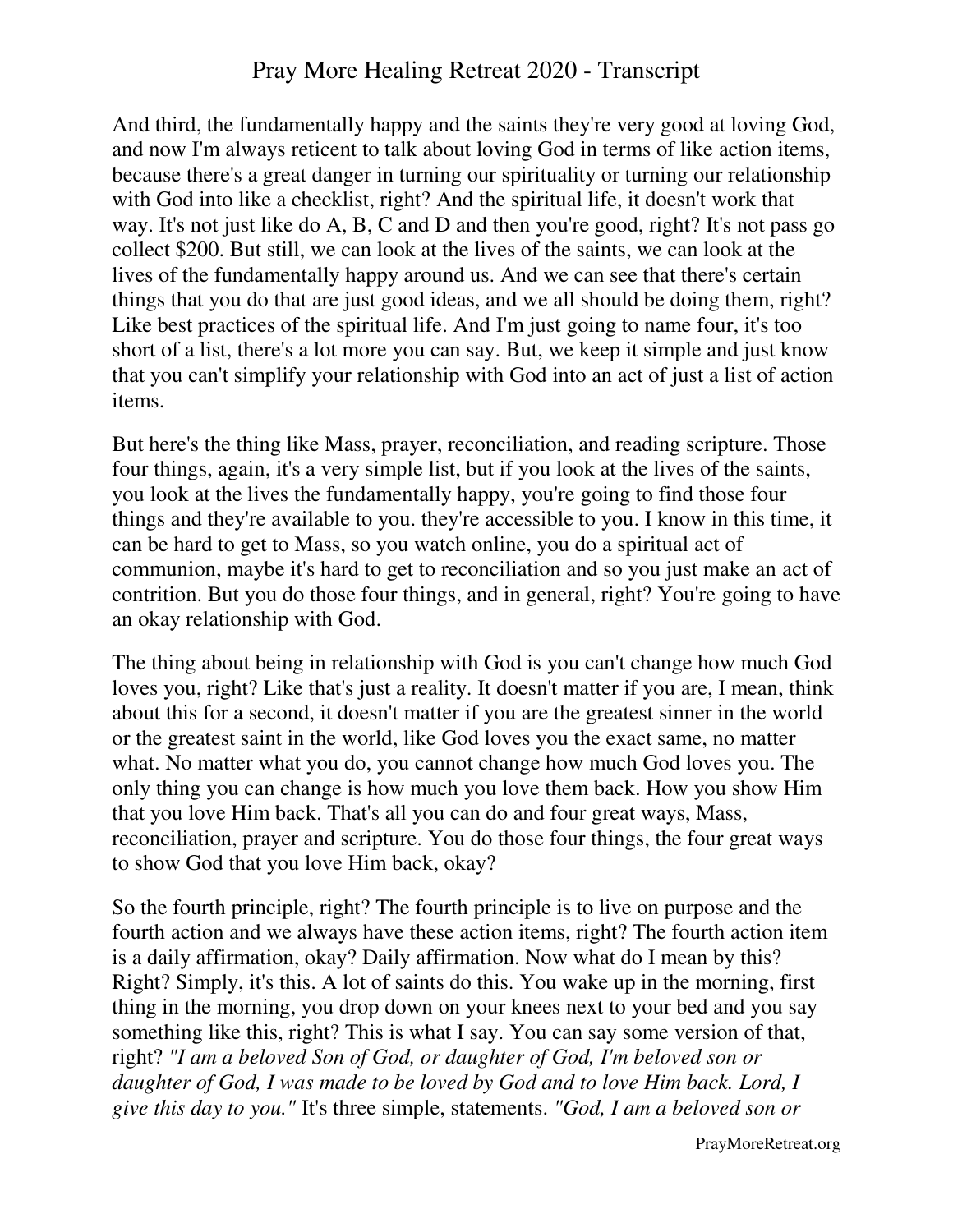And third, the fundamentally happy and the saints they're very good at loving God, and now I'm always reticent to talk about loving God in terms of like action items, because there's a great danger in turning our spirituality or turning our relationship with God into like a checklist, right? And the spiritual life, it doesn't work that way. It's not just like do A, B, C and D and then you're good, right? It's not pass go collect $200. But still, we can look at the lives of the saints, we can look at the lives of the fundamentally happy around us. And we can see that there's certain things that you do that are just good ideas, and we all should be doing them, right? Like best practices of the spiritual life. And I'm just going to name four, it's too short of a list, there's a lot more you can say. But, we keep it simple and just know that you can't simplify your relationship with God into an act of just a list of action items.

But here's the thing like Mass, prayer, reconciliation, and reading scripture. Those four things, again, it's a very simple list, but if you look at the lives of the saints, you look at the lives the fundamentally happy, you're going to find those four things and they're available to you. they're accessible to you. I know in this time, it can be hard to get to Mass, so you watch online, you do a spiritual act of communion, maybe it's hard to get to reconciliation and so you just make an act of contrition. But you do those four things, and in general, right? You're going to have an okay relationship with God.

The thing about being in relationship with God is you can't change how much God loves you, right? Like that's just a reality. It doesn't matter if you are, I mean, think about this for a second, it doesn't matter if you are the greatest sinner in the world or the greatest saint in the world, like God loves you the exact same, no matter what. No matter what you do, you cannot change how much God loves you. The only thing you can change is how much you love them back. How you show Him that you love Him back. That's all you can do and four great ways, Mass, reconciliation, prayer and scripture. You do those four things, the four great ways to show God that you love Him back, okay?

So the fourth principle, right? The fourth principle is to live on purpose and the fourth action and we always have these action items, right? The fourth action item is a daily affirmation, okay? Daily affirmation. Now what do I mean by this? Right? Simply, it's this. A lot of saints do this. You wake up in the morning, first thing in the morning, you drop down on your knees next to your bed and you say something like this, right? This is what I say. You can say some version of that, right? *"I am a beloved Son of God, or daughter of God, I'm beloved son or daughter of God, I was made to be loved by God and to love Him back. Lord, I give this day to you."* It's three simple, statements. *"God, I am a beloved son or*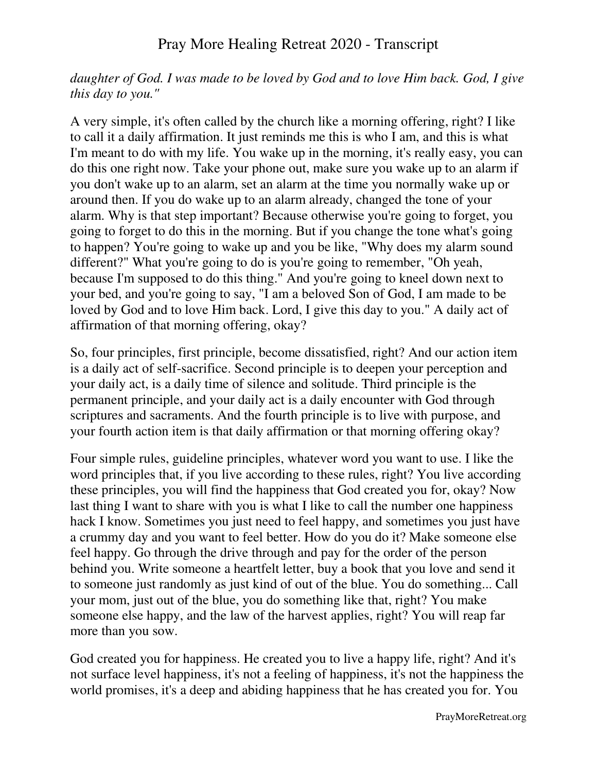*daughter of God. I was made to be loved by God and to love Him back. God, I give this day to you."*

A very simple, it's often called by the church like a morning offering, right? I like to call it a daily affirmation. It just reminds me this is who I am, and this is what I'm meant to do with my life. You wake up in the morning, it's really easy, you can do this one right now. Take your phone out, make sure you wake up to an alarm if you don't wake up to an alarm, set an alarm at the time you normally wake up or around then. If you do wake up to an alarm already, changed the tone of your alarm. Why is that step important? Because otherwise you're going to forget, you going to forget to do this in the morning. But if you change the tone what's going to happen? You're going to wake up and you be like, "Why does my alarm sound different?" What you're going to do is you're going to remember, "Oh yeah, because I'm supposed to do this thing." And you're going to kneel down next to your bed, and you're going to say, "I am a beloved Son of God, I am made to be loved by God and to love Him back. Lord, I give this day to you." A daily act of affirmation of that morning offering, okay?

So, four principles, first principle, become dissatisfied, right? And our action item is a daily act of self-sacrifice. Second principle is to deepen your perception and your daily act, is a daily time of silence and solitude. Third principle is the permanent principle, and your daily act is a daily encounter with God through scriptures and sacraments. And the fourth principle is to live with purpose, and your fourth action item is that daily affirmation or that morning offering okay?

Four simple rules, guideline principles, whatever word you want to use. I like the word principles that, if you live according to these rules, right? You live according these principles, you will find the happiness that God created you for, okay? Now last thing I want to share with you is what I like to call the number one happiness hack I know. Sometimes you just need to feel happy, and sometimes you just have a crummy day and you want to feel better. How do you do it? Make someone else feel happy. Go through the drive through and pay for the order of the person behind you. Write someone a heartfelt letter, buy a book that you love and send it to someone just randomly as just kind of out of the blue. You do something... Call your mom, just out of the blue, you do something like that, right? You make someone else happy, and the law of the harvest applies, right? You will reap far more than you sow.

God created you for happiness. He created you to live a happy life, right? And it's not surface level happiness, it's not a feeling of happiness, it's not the happiness the world promises, it's a deep and abiding happiness that he has created you for. You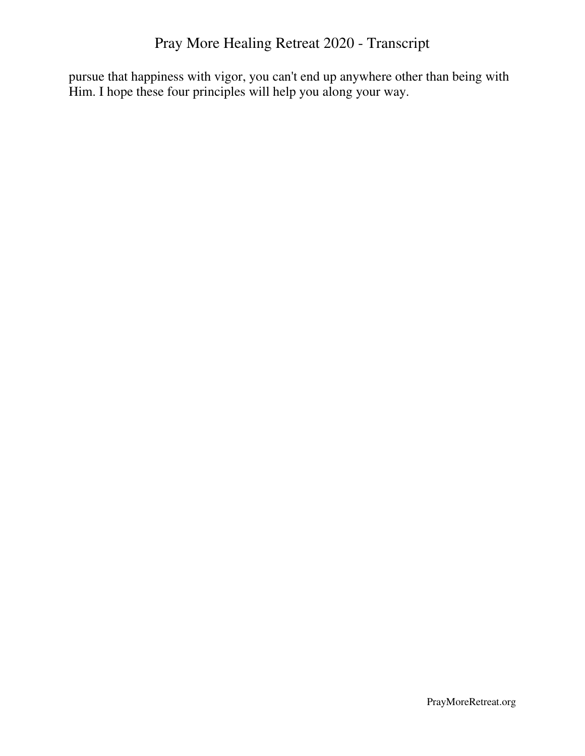pursue that happiness with vigor, you can't end up anywhere other than being with Him. I hope these four principles will help you along your way.